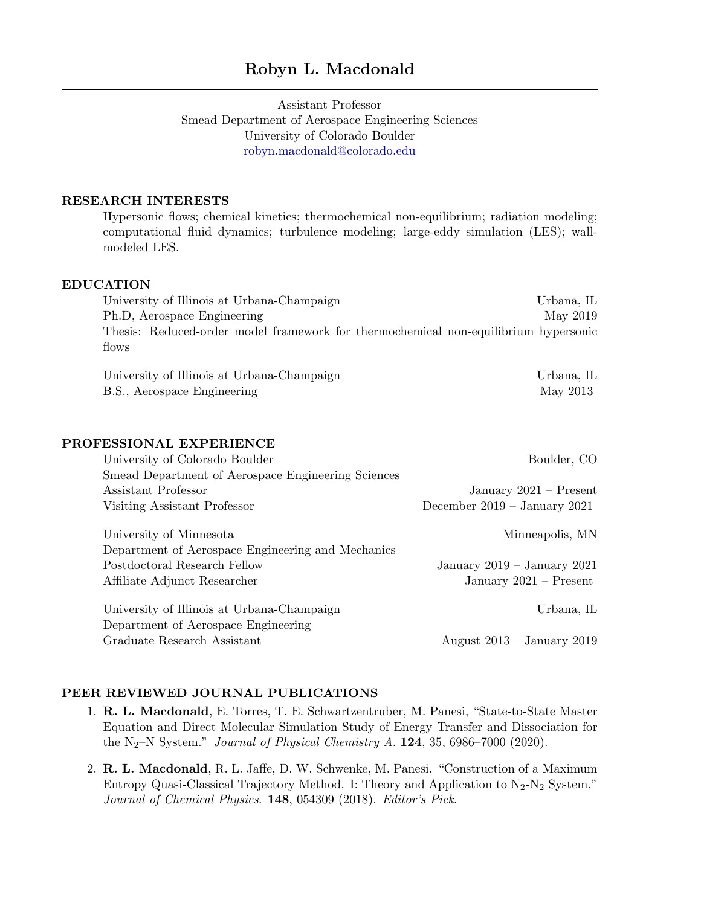# Robyn L. Macdonald

Assistant Professor
Smead Department of Aerospace Engineering Sciences
University of Colorado Boulder
robyn.macdonald@colorado.edu

## RESEARCH INTERESTS

Hypersonic flows; chemical kinetics; thermochemical non-equilibrium; radiation modeling; computational fluid dynamics; turbulence modeling; large-eddy simulation (LES); wall-modeled LES.

## EDUCATION

University of Illinois at Urbana-Champaign — Urbana, IL
Ph.D, Aerospace Engineering — May 2019
Thesis: Reduced-order model framework for thermochemical non-equilibrium hypersonic flows

University of Illinois at Urbana-Champaign — Urbana, IL
B.S., Aerospace Engineering — May 2013

## PROFESSIONAL EXPERIENCE

University of Colorado Boulder — Boulder, CO
Smead Department of Aerospace Engineering Sciences
Assistant Professor — January 2021 – Present
Visiting Assistant Professor — December 2019 – January 2021

University of Minnesota — Minneapolis, MN
Department of Aerospace Engineering and Mechanics
Postdoctoral Research Fellow — January 2019 – January 2021
Affiliate Adjunct Researcher — January 2021 – Present

University of Illinois at Urbana-Champaign — Urbana, IL
Department of Aerospace Engineering
Graduate Research Assistant — August 2013 – January 2019

## PEER REVIEWED JOURNAL PUBLICATIONS

1. **R. L. Macdonald**, E. Torres, T. E. Schwartzentruber, M. Panesi, "State-to-State Master Equation and Direct Molecular Simulation Study of Energy Transfer and Dissociation for the $N_2$–N System." *Journal of Physical Chemistry A*. **124**, 35, 6986–7000 (2020).

2. **R. L. Macdonald**, R. L. Jaffe, D. W. Schwenke, M. Panesi. "Construction of a Maximum Entropy Quasi-Classical Trajectory Method. I: Theory and Application to $N_2$-$N_2$ System." *Journal of Chemical Physics.* **148**, 054309 (2018). *Editor's Pick*.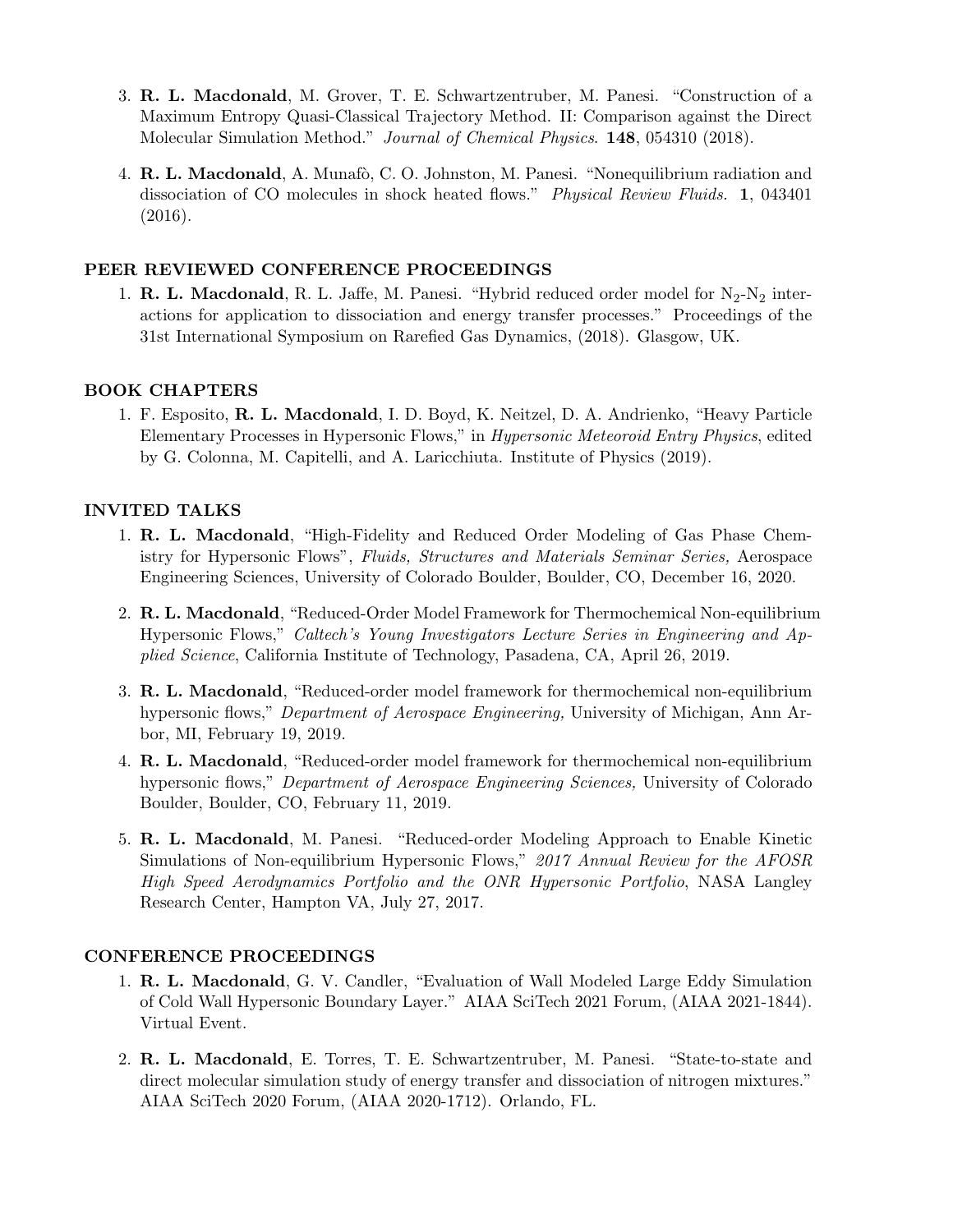3. **R. L. Macdonald**, M. Grover, T. E. Schwartzentruber, M. Panesi. "Construction of a Maximum Entropy Quasi-Classical Trajectory Method. II: Comparison against the Direct Molecular Simulation Method." *Journal of Chemical Physics.* **148**, 054310 (2018).

4. **R. L. Macdonald**, A. Munafò, C. O. Johnston, M. Panesi. "Nonequilibrium radiation and dissociation of CO molecules in shock heated flows." *Physical Review Fluids.* **1**, 043401 (2016).

## PEER REVIEWED CONFERENCE PROCEEDINGS

1. **R. L. Macdonald**, R. L. Jaffe, M. Panesi. "Hybrid reduced order model for $N_2$-$N_2$ interactions for application to dissociation and energy transfer processes." Proceedings of the 31st International Symposium on Rarefied Gas Dynamics, (2018). Glasgow, UK.

## BOOK CHAPTERS

1. F. Esposito, **R. L. Macdonald**, I. D. Boyd, K. Neitzel, D. A. Andrienko, "Heavy Particle Elementary Processes in Hypersonic Flows," in *Hypersonic Meteoroid Entry Physics*, edited by G. Colonna, M. Capitelli, and A. Laricchiuta. Institute of Physics (2019).

## INVITED TALKS

1. **R. L. Macdonald**, "High-Fidelity and Reduced Order Modeling of Gas Phase Chemistry for Hypersonic Flows", *Fluids, Structures and Materials Seminar Series,* Aerospace Engineering Sciences, University of Colorado Boulder, Boulder, CO, December 16, 2020.

2. **R. L. Macdonald**, "Reduced-Order Model Framework for Thermochemical Non-equilibrium Hypersonic Flows," *Caltech's Young Investigators Lecture Series in Engineering and Applied Science*, California Institute of Technology, Pasadena, CA, April 26, 2019.

3. **R. L. Macdonald**, "Reduced-order model framework for thermochemical non-equilibrium hypersonic flows," *Department of Aerospace Engineering,* University of Michigan, Ann Arbor, MI, February 19, 2019.

4. **R. L. Macdonald**, "Reduced-order model framework for thermochemical non-equilibrium hypersonic flows," *Department of Aerospace Engineering Sciences,* University of Colorado Boulder, Boulder, CO, February 11, 2019.

5. **R. L. Macdonald**, M. Panesi. "Reduced-order Modeling Approach to Enable Kinetic Simulations of Non-equilibrium Hypersonic Flows," *2017 Annual Review for the AFOSR High Speed Aerodynamics Portfolio and the ONR Hypersonic Portfolio*, NASA Langley Research Center, Hampton VA, July 27, 2017.

## CONFERENCE PROCEEDINGS

1. **R. L. Macdonald**, G. V. Candler, "Evaluation of Wall Modeled Large Eddy Simulation of Cold Wall Hypersonic Boundary Layer." AIAA SciTech 2021 Forum, (AIAA 2021-1844). Virtual Event.

2. **R. L. Macdonald**, E. Torres, T. E. Schwartzentruber, M. Panesi. "State-to-state and direct molecular simulation study of energy transfer and dissociation of nitrogen mixtures." AIAA SciTech 2020 Forum, (AIAA 2020-1712). Orlando, FL.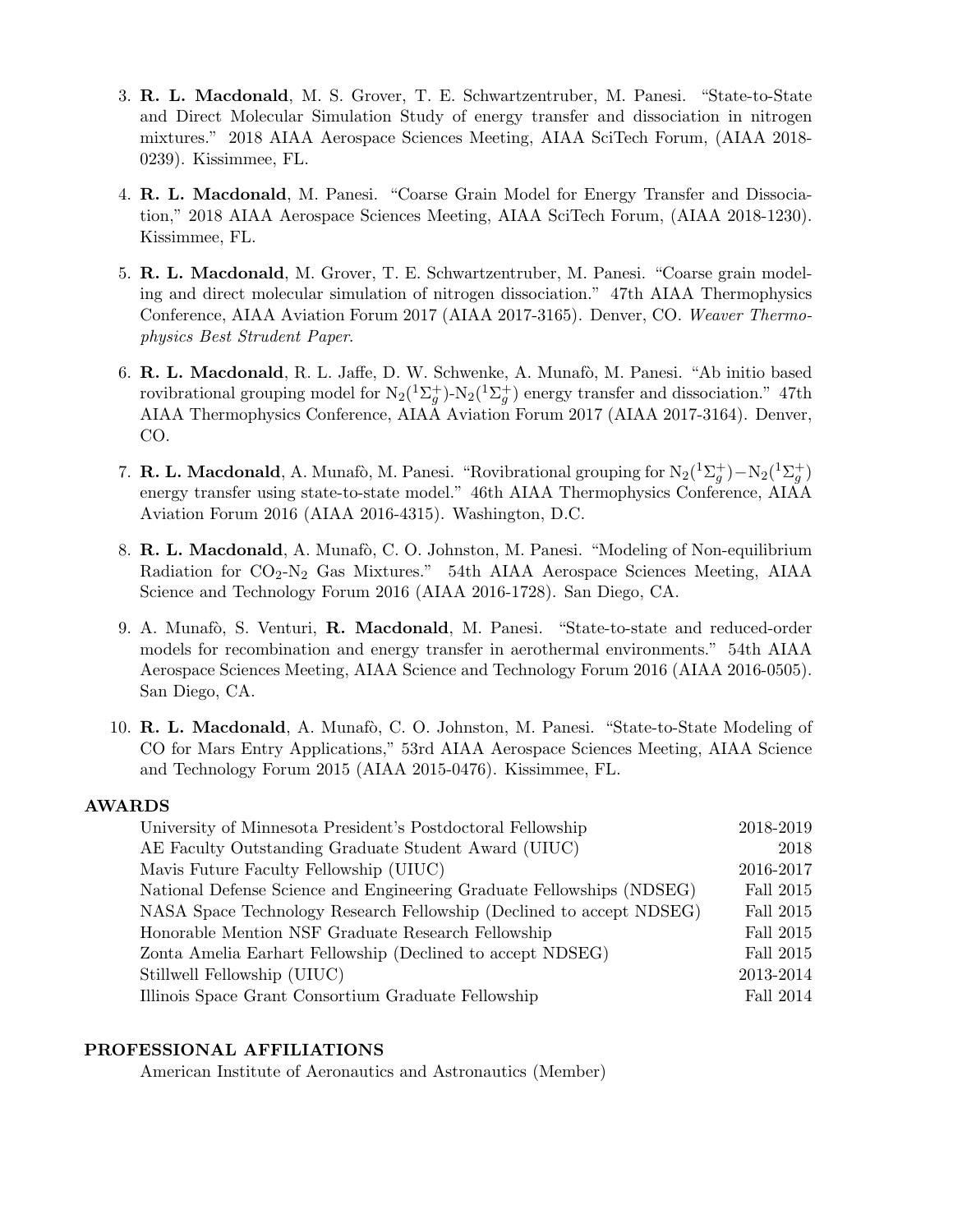3. **R. L. Macdonald**, M. S. Grover, T. E. Schwartzentruber, M. Panesi. "State-to-State and Direct Molecular Simulation Study of energy transfer and dissociation in nitrogen mixtures." 2018 AIAA Aerospace Sciences Meeting, AIAA SciTech Forum, (AIAA 2018-0239). Kissimmee, FL.

4. **R. L. Macdonald**, M. Panesi. "Coarse Grain Model for Energy Transfer and Dissociation," 2018 AIAA Aerospace Sciences Meeting, AIAA SciTech Forum, (AIAA 2018-1230). Kissimmee, FL.

5. **R. L. Macdonald**, M. Grover, T. E. Schwartzentruber, M. Panesi. "Coarse grain modeling and direct molecular simulation of nitrogen dissociation." 47th AIAA Thermophysics Conference, AIAA Aviation Forum 2017 (AIAA 2017-3165). Denver, CO. *Weaver Thermophysics Best Strudent Paper*.

6. **R. L. Macdonald**, R. L. Jaffe, D. W. Schwenke, A. Munafò, M. Panesi. "Ab initio based rovibrational grouping model for $N_2(^1\Sigma_g^+)$-$N_2(^1\Sigma_g^+)$ energy transfer and dissociation." 47th AIAA Thermophysics Conference, AIAA Aviation Forum 2017 (AIAA 2017-3164). Denver, CO.

7. **R. L. Macdonald**, A. Munafò, M. Panesi. "Rovibrational grouping for $N_2(^1\Sigma_g^+)-N_2(^1\Sigma_g^+)$ energy transfer using state-to-state model." 46th AIAA Thermophysics Conference, AIAA Aviation Forum 2016 (AIAA 2016-4315). Washington, D.C.

8. **R. L. Macdonald**, A. Munafò, C. O. Johnston, M. Panesi. "Modeling of Non-equilibrium Radiation for $CO_2$-$N_2$ Gas Mixtures." 54th AIAA Aerospace Sciences Meeting, AIAA Science and Technology Forum 2016 (AIAA 2016-1728). San Diego, CA.

9. A. Munafò, S. Venturi, **R. Macdonald**, M. Panesi. "State-to-state and reduced-order models for recombination and energy transfer in aerothermal environments." 54th AIAA Aerospace Sciences Meeting, AIAA Science and Technology Forum 2016 (AIAA 2016-0505). San Diego, CA.

10. **R. L. Macdonald**, A. Munafò, C. O. Johnston, M. Panesi. "State-to-State Modeling of CO for Mars Entry Applications," 53rd AIAA Aerospace Sciences Meeting, AIAA Science and Technology Forum 2015 (AIAA 2015-0476). Kissimmee, FL.

## AWARDS

| | |
|---|---|
| University of Minnesota President's Postdoctoral Fellowship | 2018-2019 |
| AE Faculty Outstanding Graduate Student Award (UIUC) | 2018 |
| Mavis Future Faculty Fellowship (UIUC) | 2016-2017 |
| National Defense Science and Engineering Graduate Fellowships (NDSEG) | Fall 2015 |
| NASA Space Technology Research Fellowship (Declined to accept NDSEG) | Fall 2015 |
| Honorable Mention NSF Graduate Research Fellowship | Fall 2015 |
| Zonta Amelia Earhart Fellowship (Declined to accept NDSEG) | Fall 2015 |
| Stillwell Fellowship (UIUC) | 2013-2014 |
| Illinois Space Grant Consortium Graduate Fellowship | Fall 2014 |

## PROFESSIONAL AFFILIATIONS

American Institute of Aeronautics and Astronautics (Member)